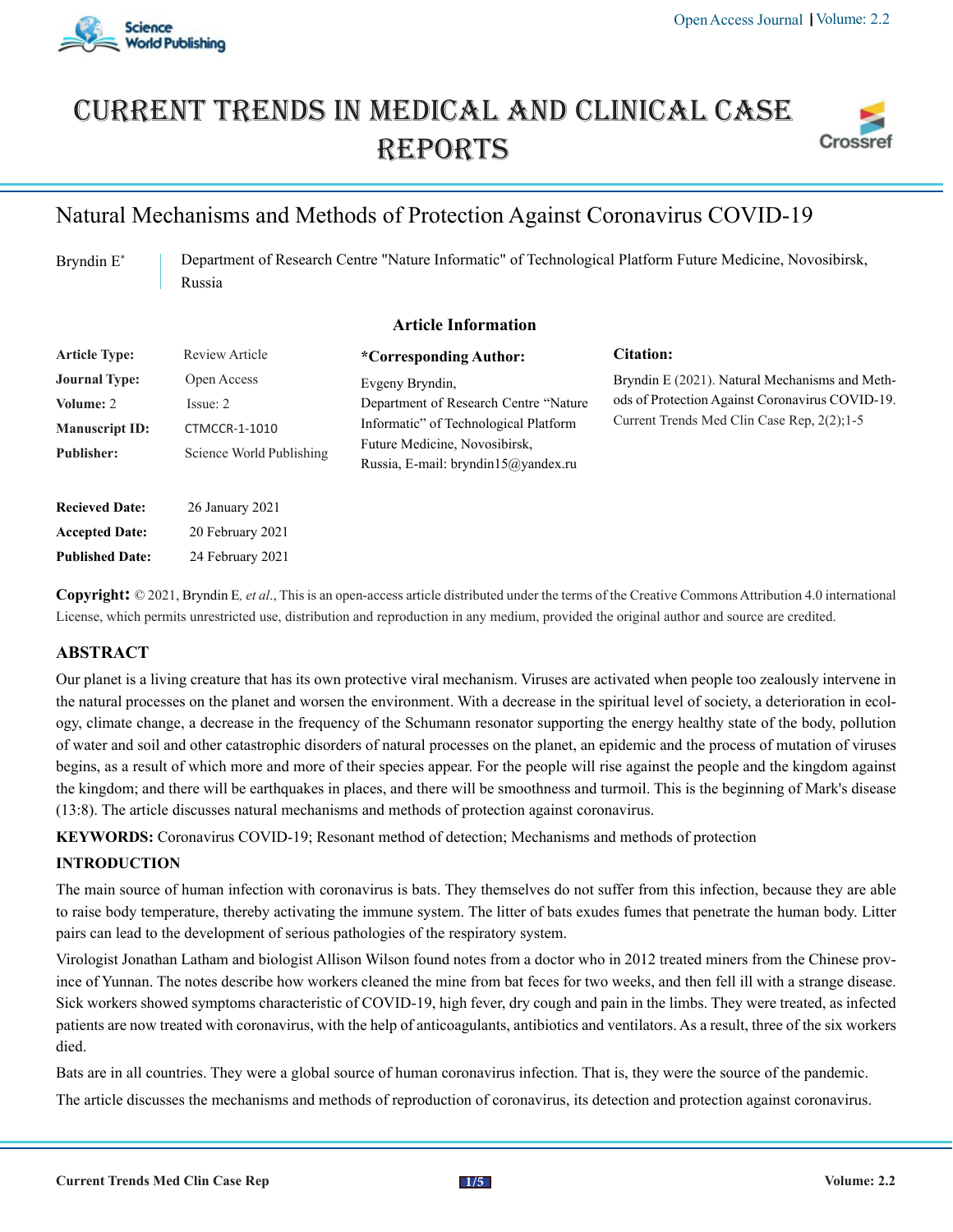# CURRENT TRENDS IN MEDICAL AND CLINICAL CASE REPORTS

## Natural Mechanisms and Methods of Protection Against Coronavirus COVID-19

Bryndin E*

Department of Research Centre "Nature Informatic" of Technological Platform Future Medicine, Novosibirsk, Russia

### Article Information

| | |
|---|---|
| **Article Type:** | Review Article |
| **Journal Type:** | Open Access |
| **Volume:** 2 | Issue: 2 |
| **Manuscript ID:** | CTMCCR-1-1010 |
| **Publisher:** | Science World Publishing |
| **Recieved Date:** | 26 January 2021 |
| **Accepted Date:** | 20 February 2021 |
| **Published Date:** | 24 February 2021 |

**\*Corresponding Author:**

Evgeny Bryndin,
Department of Research Centre "Nature Informatic" of Technological Platform Future Medicine, Novosibirsk, Russia, E-mail: bryndin15@yandex.ru

**Citation:**

Bryndin E (2021). Natural Mechanisms and Methods of Protection Against Coronavirus COVID-19. Current Trends Med Clin Case Rep, 2(2);1-5

**Copyright:** © 2021, Bryndin E*, et al.*, This is an open-access article distributed under the terms of the Creative Commons Attribution 4.0 international License, which permits unrestricted use, distribution and reproduction in any medium, provided the original author and source are credited.

## ABSTRACT

Our planet is a living creature that has its own protective viral mechanism. Viruses are activated when people too zealously intervene in the natural processes on the planet and worsen the environment. With a decrease in the spiritual level of society, a deterioration in ecology, climate change, a decrease in the frequency of the Schumann resonator supporting the energy healthy state of the body, pollution of water and soil and other catastrophic disorders of natural processes on the planet, an epidemic and the process of mutation of viruses begins, as a result of which more and more of their species appear. For the people will rise against the people and the kingdom against the kingdom; and there will be earthquakes in places, and there will be smoothness and turmoil. This is the beginning of Mark's disease (13:8). The article discusses natural mechanisms and methods of protection against coronavirus.

**KEYWORDS:** Coronavirus COVID-19; Resonant method of detection; Mechanisms and methods of protection

## INTRODUCTION

The main source of human infection with coronavirus is bats. They themselves do not suffer from this infection, because they are able to raise body temperature, thereby activating the immune system. The litter of bats exudes fumes that penetrate the human body. Litter pairs can lead to the development of serious pathologies of the respiratory system.

Virologist Jonathan Latham and biologist Allison Wilson found notes from a doctor who in 2012 treated miners from the Chinese province of Yunnan. The notes describe how workers cleaned the mine from bat feces for two weeks, and then fell ill with a strange disease. Sick workers showed symptoms characteristic of COVID-19, high fever, dry cough and pain in the limbs. They were treated, as infected patients are now treated with coronavirus, with the help of anticoagulants, antibiotics and ventilators. As a result, three of the six workers died.

Bats are in all countries. They were a global source of human coronavirus infection. That is, they were the source of the pandemic.

The article discusses the mechanisms and methods of reproduction of coronavirus, its detection and protection against coronavirus.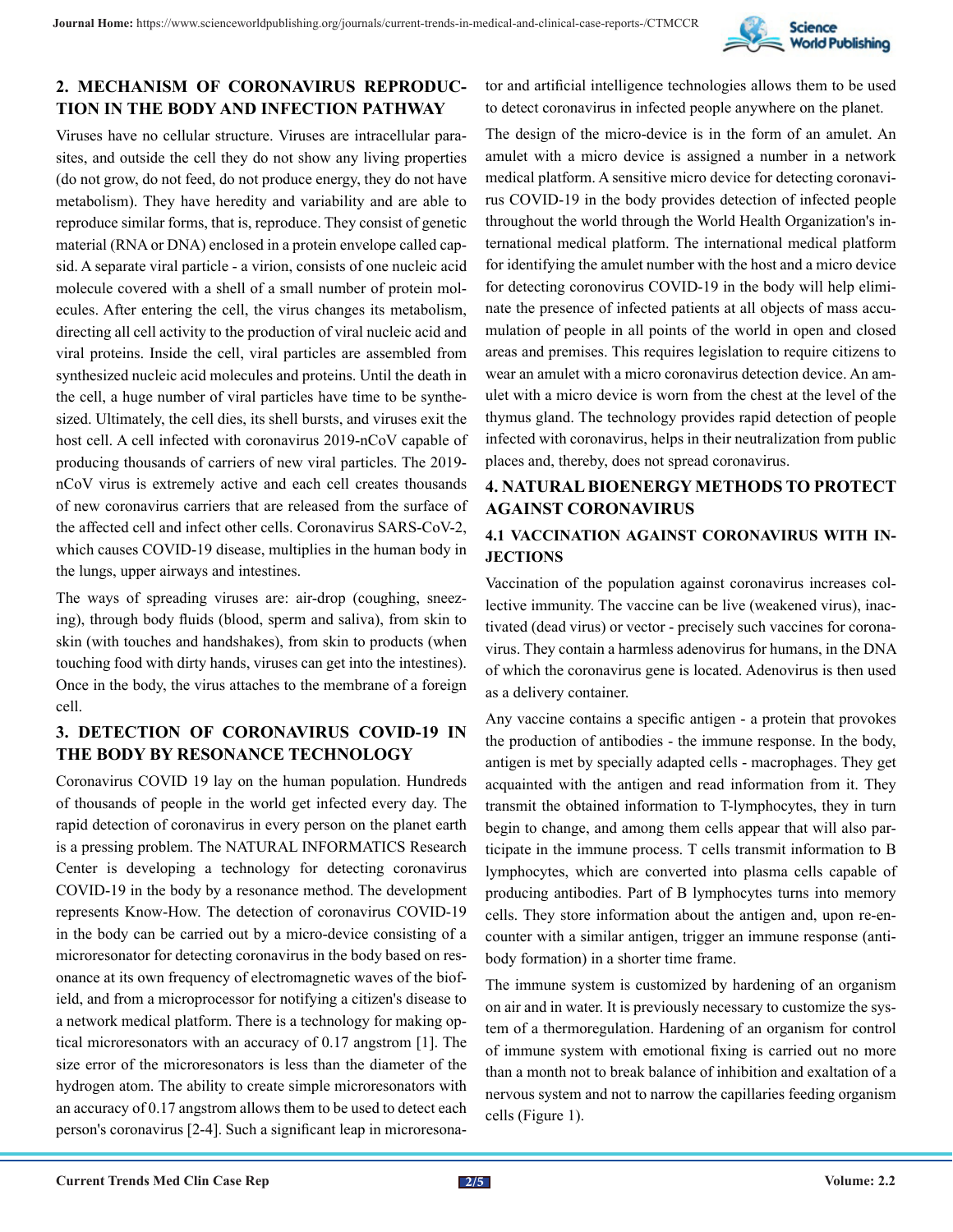## 2. MECHANISM OF CORONAVIRUS REPRODUCTION IN THE BODY AND INFECTION PATHWAY

Viruses have no cellular structure. Viruses are intracellular parasites, and outside the cell they do not show any living properties (do not grow, do not feed, do not produce energy, they do not have metabolism). They have heredity and variability and are able to reproduce similar forms, that is, reproduce. They consist of genetic material (RNA or DNA) enclosed in a protein envelope called capsid. A separate viral particle - a virion, consists of one nucleic acid molecule covered with a shell of a small number of protein molecules. After entering the cell, the virus changes its metabolism, directing all cell activity to the production of viral nucleic acid and viral proteins. Inside the cell, viral particles are assembled from synthesized nucleic acid molecules and proteins. Until the death in the cell, a huge number of viral particles have time to be synthesized. Ultimately, the cell dies, its shell bursts, and viruses exit the host cell. A cell infected with coronavirus 2019-nCoV capable of producing thousands of carriers of new viral particles. The 2019-nCoV virus is extremely active and each cell creates thousands of new coronavirus carriers that are released from the surface of the affected cell and infect other cells. Coronavirus SARS-CoV-2, which causes COVID-19 disease, multiplies in the human body in the lungs, upper airways and intestines.

The ways of spreading viruses are: air-drop (coughing, sneezing), through body fluids (blood, sperm and saliva), from skin to skin (with touches and handshakes), from skin to products (when touching food with dirty hands, viruses can get into the intestines). Once in the body, the virus attaches to the membrane of a foreign cell.

## 3. DETECTION OF CORONAVIRUS COVID-19 IN THE BODY BY RESONANCE TECHNOLOGY

Coronavirus COVID 19 lay on the human population. Hundreds of thousands of people in the world get infected every day. The rapid detection of coronavirus in every person on the planet earth is a pressing problem. The NATURAL INFORMATICS Research Center is developing a technology for detecting coronavirus COVID-19 in the body by a resonance method. The development represents Know-How. The detection of coronavirus COVID-19 in the body can be carried out by a micro-device consisting of a microresonator for detecting coronavirus in the body based on resonance at its own frequency of electromagnetic waves of the biofield, and from a microprocessor for notifying a citizen's disease to a network medical platform. There is a technology for making optical microresonators with an accuracy of 0.17 angstrom [1]. The size error of the microresonators is less than the diameter of the hydrogen atom. The ability to create simple microresonators with an accuracy of 0.17 angstrom allows them to be used to detect each person's coronavirus [2-4]. Such a significant leap in microresonator and artificial intelligence technologies allows them to be used to detect coronavirus in infected people anywhere on the planet.

The design of the micro-device is in the form of an amulet. An amulet with a micro device is assigned a number in a network medical platform. A sensitive micro device for detecting coronavirus COVID-19 in the body provides detection of infected people throughout the world through the World Health Organization's international medical platform. The international medical platform for identifying the amulet number with the host and a micro device for detecting coronovirus COVID-19 in the body will help eliminate the presence of infected patients at all objects of mass accumulation of people in all points of the world in open and closed areas and premises. This requires legislation to require citizens to wear an amulet with a micro coronavirus detection device. An amulet with a micro device is worn from the chest at the level of the thymus gland. The technology provides rapid detection of people infected with coronavirus, helps in their neutralization from public places and, thereby, does not spread coronavirus.

## 4. NATURAL BIOENERGY METHODS TO PROTECT AGAINST CORONAVIRUS

### 4.1 VACCINATION AGAINST CORONAVIRUS WITH INJECTIONS

Vaccination of the population against coronavirus increases collective immunity. The vaccine can be live (weakened virus), inactivated (dead virus) or vector - precisely such vaccines for coronavirus. They contain a harmless adenovirus for humans, in the DNA of which the coronavirus gene is located. Adenovirus is then used as a delivery container.

Any vaccine contains a specific antigen - a protein that provokes the production of antibodies - the immune response. In the body, antigen is met by specially adapted cells - macrophages. They get acquainted with the antigen and read information from it. They transmit the obtained information to T-lymphocytes, they in turn begin to change, and among them cells appear that will also participate in the immune process. T cells transmit information to B lymphocytes, which are converted into plasma cells capable of producing antibodies. Part of B lymphocytes turns into memory cells. They store information about the antigen and, upon re-encounter with a similar antigen, trigger an immune response (antibody formation) in a shorter time frame.

The immune system is customized by hardening of an organism on air and in water. It is previously necessary to customize the system of a thermoregulation. Hardening of an organism for control of immune system with emotional fixing is carried out no more than a month not to break balance of inhibition and exaltation of a nervous system and not to narrow the capillaries feeding organism cells (Figure 1).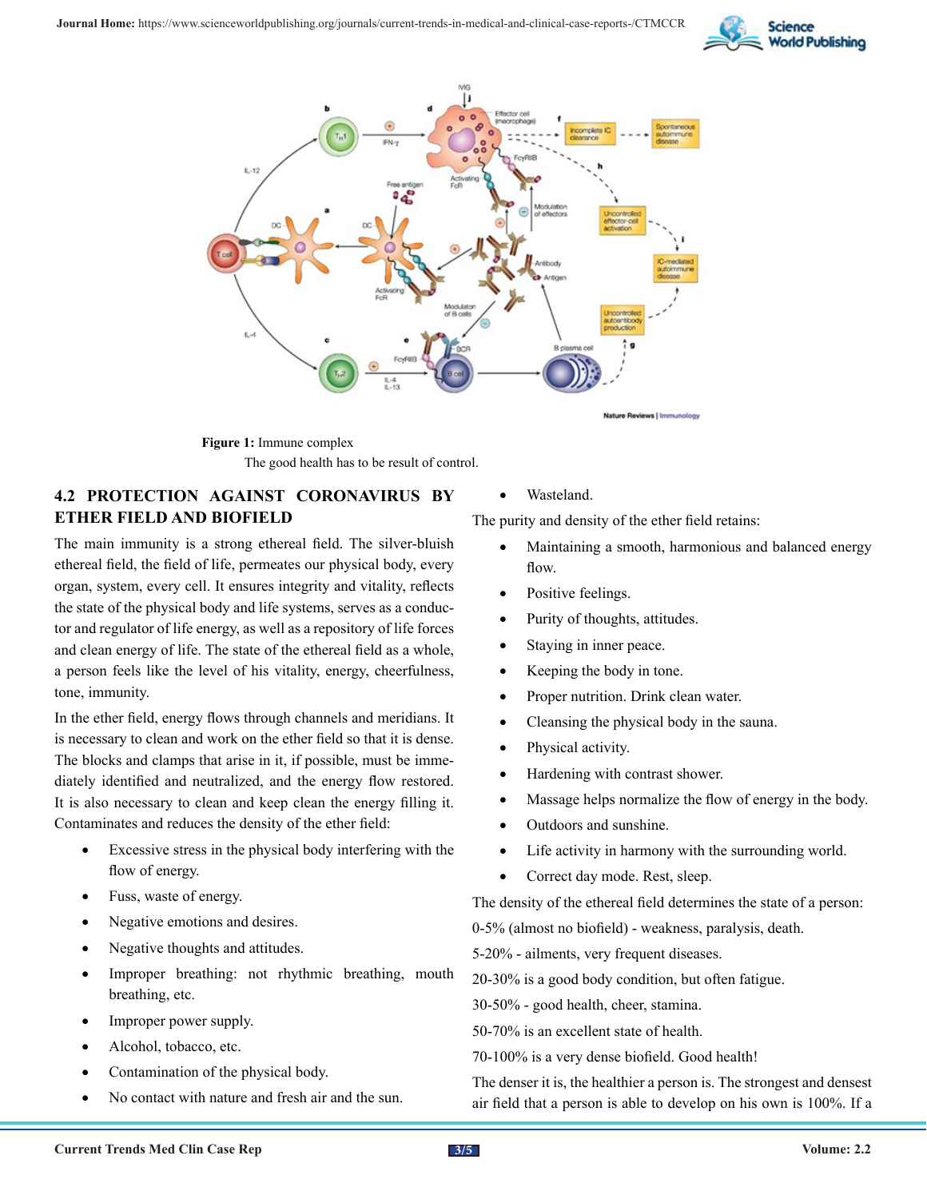**Figure 1:** Immune complex

The good health has to be result of control.

### 4.2 PROTECTION AGAINST CORONAVIRUS BY ETHER FIELD AND BIOFIELD

The main immunity is a strong ethereal field. The silver-bluish ethereal field, the field of life, permeates our physical body, every organ, system, every cell. It ensures integrity and vitality, reflects the state of the physical body and life systems, serves as a conductor and regulator of life energy, as well as a repository of life forces and clean energy of life. The state of the ethereal field as a whole, a person feels like the level of his vitality, energy, cheerfulness, tone, immunity.

In the ether field, energy flows through channels and meridians. It is necessary to clean and work on the ether field so that it is dense. The blocks and clamps that arise in it, if possible, must be immediately identified and neutralized, and the energy flow restored. It is also necessary to clean and keep clean the energy filling it. Contaminates and reduces the density of the ether field:

- Excessive stress in the physical body interfering with the flow of energy.
- Fuss, waste of energy.
- Negative emotions and desires.
- Negative thoughts and attitudes.
- Improper breathing: not rhythmic breathing, mouth breathing, etc.
- Improper power supply.
- Alcohol, tobacco, etc.
- Contamination of the physical body.
- No contact with nature and fresh air and the sun.
- Wasteland.

The purity and density of the ether field retains:

- Maintaining a smooth, harmonious and balanced energy flow.
- Positive feelings.
- Purity of thoughts, attitudes.
- Staying in inner peace.
- Keeping the body in tone.
- Proper nutrition. Drink clean water.
- Cleansing the physical body in the sauna.
- Physical activity.
- Hardening with contrast shower.
- Massage helps normalize the flow of energy in the body.
- Outdoors and sunshine.
- Life activity in harmony with the surrounding world.
- Correct day mode. Rest, sleep.

The density of the ethereal field determines the state of a person:

0-5% (almost no biofield) - weakness, paralysis, death.

5-20% - ailments, very frequent diseases.

20-30% is a good body condition, but often fatigue.

30-50% - good health, cheer, stamina.

50-70% is an excellent state of health.

70-100% is a very dense biofield. Good health!

The denser it is, the healthier a person is. The strongest and densest air field that a person is able to develop on his own is 100%. If a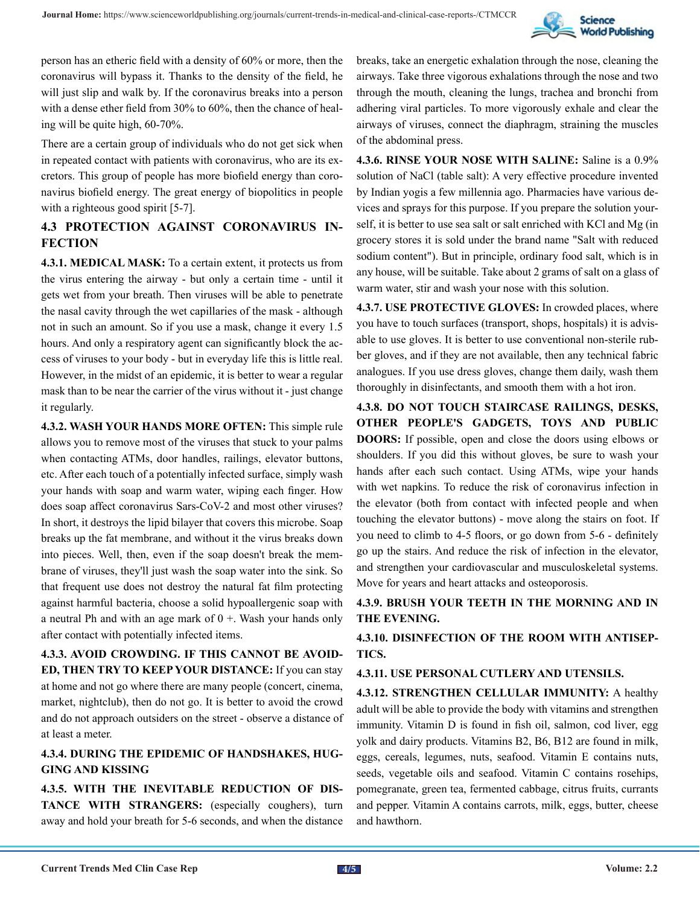person has an etheric field with a density of 60% or more, then the coronavirus will bypass it. Thanks to the density of the field, he will just slip and walk by. If the coronavirus breaks into a person with a dense ether field from 30% to 60%, then the chance of healing will be quite high, 60-70%.

There are a certain group of individuals who do not get sick when in repeated contact with patients with coronavirus, who are its excretors. This group of people has more biofield energy than coronavirus biofield energy. The great energy of biopolitics in people with a righteous good spirit [5-7].

## 4.3 PROTECTION AGAINST CORONAVIRUS INFECTION

**4.3.1. MEDICAL MASK:** To a certain extent, it protects us from the virus entering the airway - but only a certain time - until it gets wet from your breath. Then viruses will be able to penetrate the nasal cavity through the wet capillaries of the mask - although not in such an amount. So if you use a mask, change it every 1.5 hours. And only a respiratory agent can significantly block the access of viruses to your body - but in everyday life this is little real. However, in the midst of an epidemic, it is better to wear a regular mask than to be near the carrier of the virus without it - just change it regularly.

**4.3.2. WASH YOUR HANDS MORE OFTEN:** This simple rule allows you to remove most of the viruses that stuck to your palms when contacting ATMs, door handles, railings, elevator buttons, etc. After each touch of a potentially infected surface, simply wash your hands with soap and warm water, wiping each finger. How does soap affect coronavirus Sars-CoV-2 and most other viruses? In short, it destroys the lipid bilayer that covers this microbe. Soap breaks up the fat membrane, and without it the virus breaks down into pieces. Well, then, even if the soap doesn't break the membrane of viruses, they'll just wash the soap water into the sink. So that frequent use does not destroy the natural fat film protecting against harmful bacteria, choose a solid hypoallergenic soap with a neutral Ph and with an age mark of 0 +. Wash your hands only after contact with potentially infected items.

**4.3.3. AVOID CROWDING. IF THIS CANNOT BE AVOIDED, THEN TRY TO KEEP YOUR DISTANCE:** If you can stay at home and not go where there are many people (concert, cinema, market, nightclub), then do not go. It is better to avoid the crowd and do not approach outsiders on the street - observe a distance of at least a meter.

**4.3.4. DURING THE EPIDEMIC OF HANDSHAKES, HUGGING AND KISSING**

**4.3.5. WITH THE INEVITABLE REDUCTION OF DISTANCE WITH STRANGERS:** (especially coughers), turn away and hold your breath for 5-6 seconds, and when the distance breaks, take an energetic exhalation through the nose, cleaning the airways. Take three vigorous exhalations through the nose and two through the mouth, cleaning the lungs, trachea and bronchi from adhering viral particles. To more vigorously exhale and clear the airways of viruses, connect the diaphragm, straining the muscles of the abdominal press.

**4.3.6. RINSE YOUR NOSE WITH SALINE:** Saline is a 0.9% solution of NaCl (table salt): A very effective procedure invented by Indian yogis a few millennia ago. Pharmacies have various devices and sprays for this purpose. If you prepare the solution yourself, it is better to use sea salt or salt enriched with KCl and Mg (in grocery stores it is sold under the brand name "Salt with reduced sodium content"). But in principle, ordinary food salt, which is in any house, will be suitable. Take about 2 grams of salt on a glass of warm water, stir and wash your nose with this solution.

**4.3.7. USE PROTECTIVE GLOVES:** In crowded places, where you have to touch surfaces (transport, shops, hospitals) it is advisable to use gloves. It is better to use conventional non-sterile rubber gloves, and if they are not available, then any technical fabric analogues. If you use dress gloves, change them daily, wash them thoroughly in disinfectants, and smooth them with a hot iron.

**4.3.8. DO NOT TOUCH STAIRCASE RAILINGS, DESKS, OTHER PEOPLE'S GADGETS, TOYS AND PUBLIC DOORS:** If possible, open and close the doors using elbows or shoulders. If you did this without gloves, be sure to wash your hands after each such contact. Using ATMs, wipe your hands with wet napkins. To reduce the risk of coronavirus infection in the elevator (both from contact with infected people and when touching the elevator buttons) - move along the stairs on foot. If you need to climb to 4-5 floors, or go down from 5-6 - definitely go up the stairs. And reduce the risk of infection in the elevator, and strengthen your cardiovascular and musculoskeletal systems. Move for years and heart attacks and osteoporosis.

**4.3.9. BRUSH YOUR TEETH IN THE MORNING AND IN THE EVENING.**

**4.3.10. DISINFECTION OF THE ROOM WITH ANTISEPTICS.**

**4.3.11. USE PERSONAL CUTLERY AND UTENSILS.**

**4.3.12. STRENGTHEN CELLULAR IMMUNITY:** A healthy adult will be able to provide the body with vitamins and strengthen immunity. Vitamin D is found in fish oil, salmon, cod liver, egg yolk and dairy products. Vitamins B2, B6, B12 are found in milk, eggs, cereals, legumes, nuts, seafood. Vitamin E contains nuts, seeds, vegetable oils and seafood. Vitamin C contains rosehips, pomegranate, green tea, fermented cabbage, citrus fruits, currants and pepper. Vitamin A contains carrots, milk, eggs, butter, cheese and hawthorn.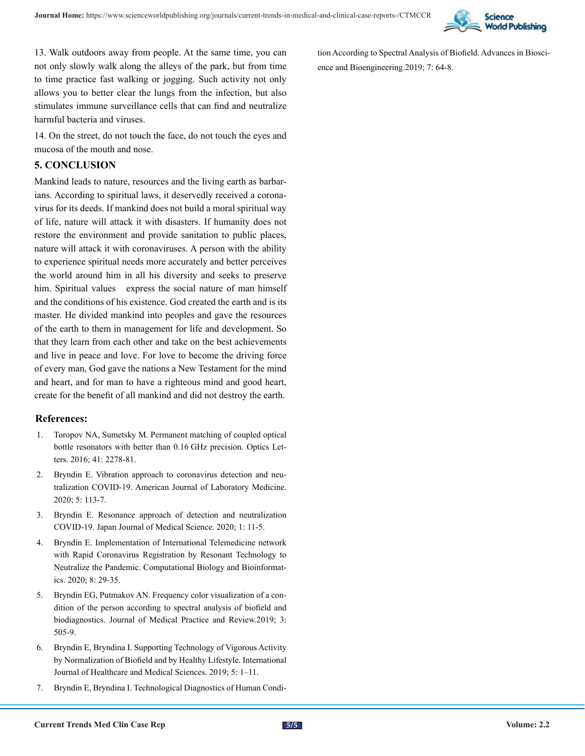13. Walk outdoors away from people. At the same time, you can not only slowly walk along the alleys of the park, but from time to time practice fast walking or jogging. Such activity not only allows you to better clear the lungs from the infection, but also stimulates immune surveillance cells that can find and neutralize harmful bacteria and viruses.

14. On the street, do not touch the face, do not touch the eyes and mucosa of the mouth and nose.

## 5. CONCLUSION

Mankind leads to nature, resources and the living earth as barbarians. According to spiritual laws, it deservedly received a coronavirus for its deeds. If mankind does not build a moral spiritual way of life, nature will attack it with disasters. If humanity does not restore the environment and provide sanitation to public places, nature will attack it with coronaviruses. A person with the ability to experience spiritual needs more accurately and better perceives the world around him in all his diversity and seeks to preserve him. Spiritual values express the social nature of man himself and the conditions of his existence. God created the earth and is its master. He divided mankind into peoples and gave the resources of the earth to them in management for life and development. So that they learn from each other and take on the best achievements and live in peace and love. For love to become the driving force of every man, God gave the nations a New Testament for the mind and heart, and for man to have a righteous mind and good heart, create for the benefit of all mankind and did not destroy the earth.

## References:

1. Toropov NA, Sumetsky M. Permanent matching of coupled optical bottle resonators with better than 0.16 GHz precision. Optics Letters. 2016; 41: 2278-81.
2. Bryndin E. Vibration approach to coronavirus detection and neutralization COVID-19. American Journal of Laboratory Medicine. 2020; 5: 113-7.
3. Bryndin E. Resonance approach of detection and neutralization COVID-19. Japan Journal of Medical Science. 2020; 1: 11-5.
4. Bryndin E. Implementation of International Telemedicine network with Rapid Coronavirus Registration by Resonant Technology to Neutralize the Pandemic. Computational Biology and Bioinformatics. 2020; 8: 29-35.
5. Bryndin EG, Putmakov AN. Frequency color visualization of a condition of the person according to spectral analysis of biofield and biodiagnostics. Journal of Medical Practice and Review.2019; 3: 505-9.
6. Bryndin E, Bryndina I. Supporting Technology of Vigorous Activity by Normalization of Biofield and by Healthy Lifestyle. International Journal of Healthcare and Medical Sciences. 2019; 5: 1–11.
7. Bryndin E, Bryndina I. Technological Diagnostics of Human Condition According to Spectral Analysis of Biofield. Advances in Bioscience and Bioengineering.2019; 7: 64-8.